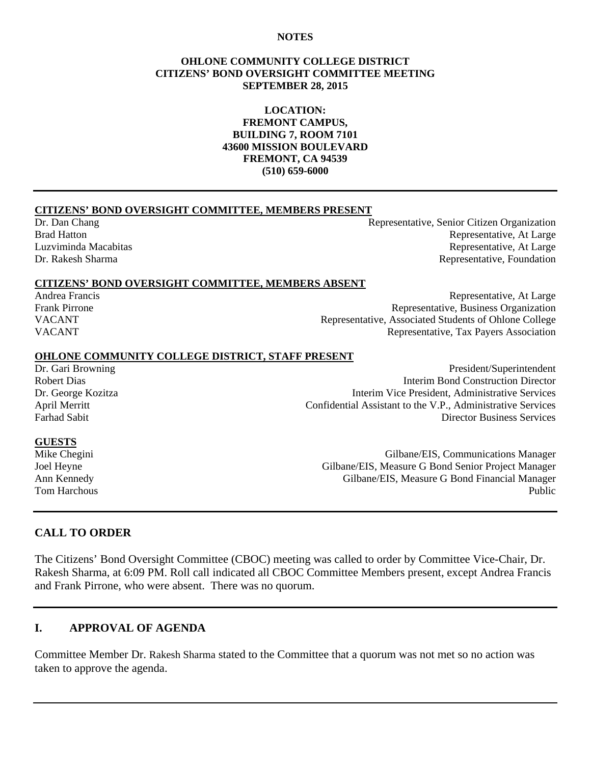**NOTES**

**OHLONE COMMUNITY COLLEGE DISTRICT**
**CITIZENS' BOND OVERSIGHT COMMITTEE MEETING**
**SEPTEMBER 28, 2015**

**LOCATION:**
**FREMONT CAMPUS,**
**BUILDING 7, ROOM 7101**
**43600 MISSION BOULEVARD**
**FREMONT, CA 94539**
**(510) 659-6000**

---

**CITIZENS' BOND OVERSIGHT COMMITTEE, MEMBERS PRESENT**

| | |
|---|---|
| Dr. Dan Chang | Representative, Senior Citizen Organization |
| Brad Hatton | Representative, At Large |
| Luzviminda Macabitas | Representative, At Large |
| Dr. Rakesh Sharma | Representative, Foundation |

**CITIZENS' BOND OVERSIGHT COMMITTEE, MEMBERS ABSENT**

| | |
|---|---|
| Andrea Francis | Representative, At Large |
| Frank Pirrone | Representative, Business Organization |
| VACANT | Representative, Associated Students of Ohlone College |
| VACANT | Representative, Tax Payers Association |

**OHLONE COMMUNITY COLLEGE DISTRICT, STAFF PRESENT**

| | |
|---|---|
| Dr. Gari Browning | President/Superintendent |
| Robert Dias | Interim Bond Construction Director |
| Dr. George Kozitza | Interim Vice President, Administrative Services |
| April Merritt | Confidential Assistant to the V.P., Administrative Services |
| Farhad Sabit | Director Business Services |

**GUESTS**

| | |
|---|---|
| Mike Chegini | Gilbane/EIS, Communications Manager |
| Joel Heyne | Gilbane/EIS, Measure G Bond Senior Project Manager |
| Ann Kennedy | Gilbane/EIS, Measure G Bond Financial Manager |
| Tom Harchous | Public |

---

## CALL TO ORDER

The Citizens' Bond Oversight Committee (CBOC) meeting was called to order by Committee Vice-Chair, Dr. Rakesh Sharma, at 6:09 PM. Roll call indicated all CBOC Committee Members present, except Andrea Francis and Frank Pirrone, who were absent. There was no quorum.

---

## I. APPROVAL OF AGENDA

Committee Member Dr. Rakesh Sharma stated to the Committee that a quorum was not met so no action was taken to approve the agenda.

---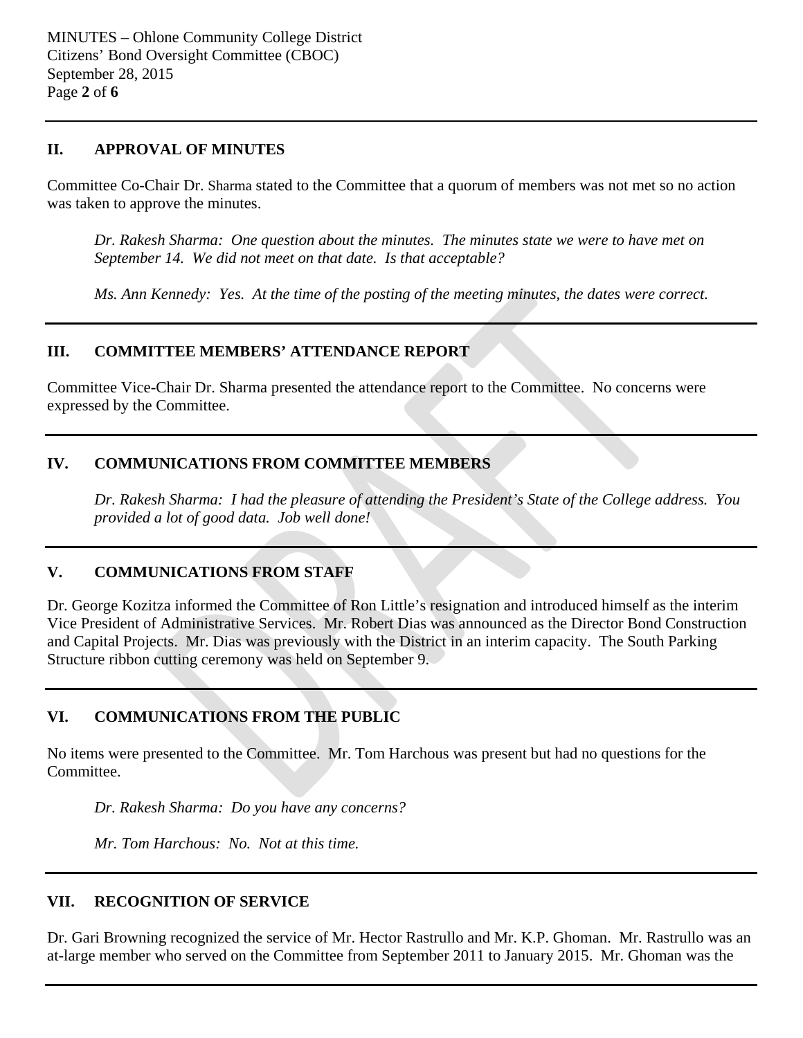## II. APPROVAL OF MINUTES

Committee Co-Chair Dr. Sharma stated to the Committee that a quorum of members was not met so no action was taken to approve the minutes.

> *Dr. Rakesh Sharma: One question about the minutes. The minutes state we were to have met on September 14. We did not meet on that date. Is that acceptable?*
>
> *Ms. Ann Kennedy: Yes. At the time of the posting of the meeting minutes, the dates were correct.*

---

## III. COMMITTEE MEMBERS' ATTENDANCE REPORT

Committee Vice-Chair Dr. Sharma presented the attendance report to the Committee. No concerns were expressed by the Committee.

---

## IV. COMMUNICATIONS FROM COMMITTEE MEMBERS

> *Dr. Rakesh Sharma: I had the pleasure of attending the President's State of the College address. You provided a lot of good data. Job well done!*

---

## V. COMMUNICATIONS FROM STAFF

Dr. George Kozitza informed the Committee of Ron Little's resignation and introduced himself as the interim Vice President of Administrative Services. Mr. Robert Dias was announced as the Director Bond Construction and Capital Projects. Mr. Dias was previously with the District in an interim capacity. The South Parking Structure ribbon cutting ceremony was held on September 9.

---

## VI. COMMUNICATIONS FROM THE PUBLIC

No items were presented to the Committee. Mr. Tom Harchous was present but had no questions for the Committee.

> *Dr. Rakesh Sharma: Do you have any concerns?*
>
> *Mr. Tom Harchous: No. Not at this time.*

---

## VII. RECOGNITION OF SERVICE

Dr. Gari Browning recognized the service of Mr. Hector Rastrullo and Mr. K.P. Ghoman. Mr. Rastrullo was an at-large member who served on the Committee from September 2011 to January 2015. Mr. Ghoman was the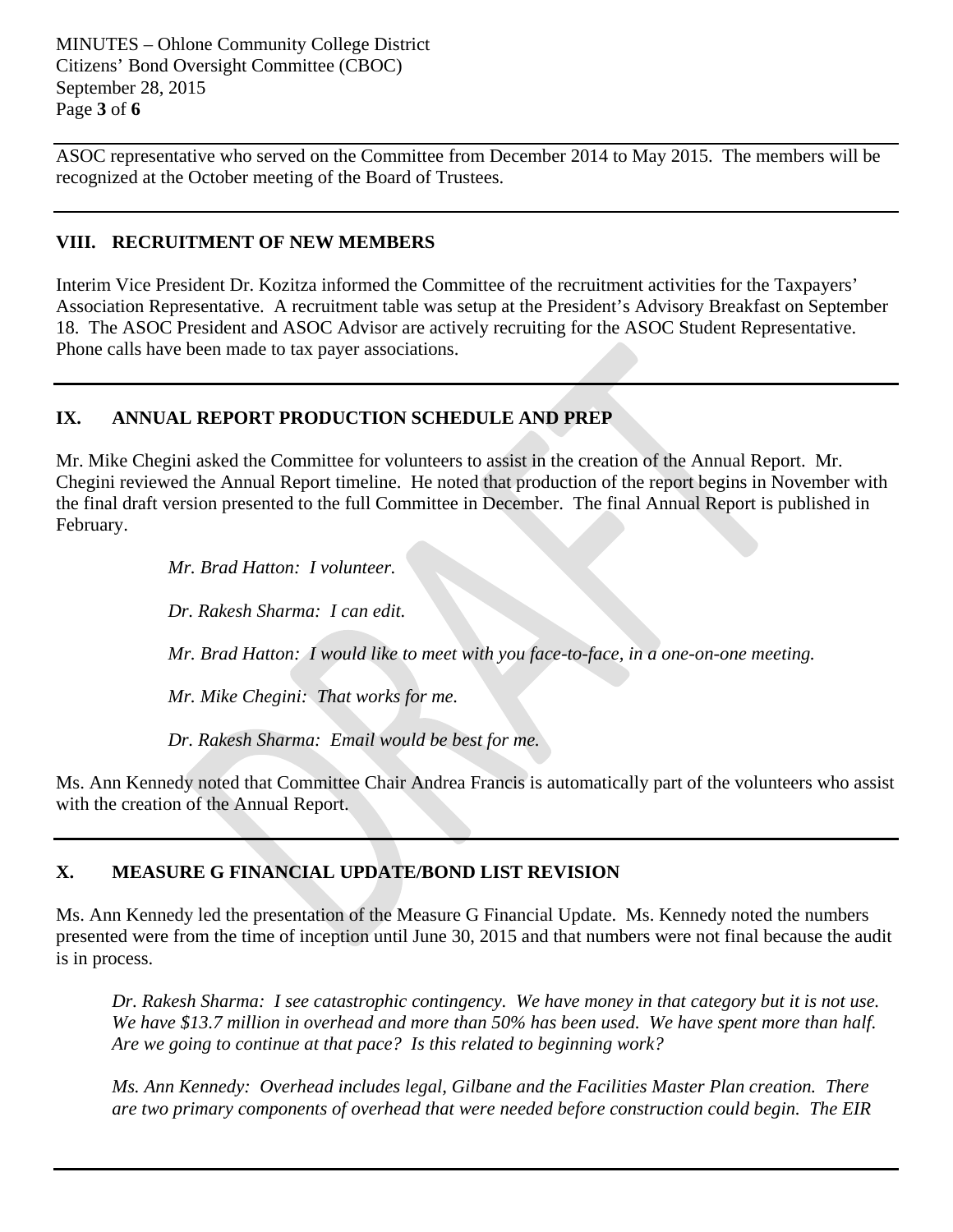ASOC representative who served on the Committee from December 2014 to May 2015. The members will be recognized at the October meeting of the Board of Trustees.

## VIII. RECRUITMENT OF NEW MEMBERS

Interim Vice President Dr. Kozitza informed the Committee of the recruitment activities for the Taxpayers' Association Representative. A recruitment table was setup at the President's Advisory Breakfast on September 18. The ASOC President and ASOC Advisor are actively recruiting for the ASOC Student Representative. Phone calls have been made to tax payer associations.

## IX. ANNUAL REPORT PRODUCTION SCHEDULE AND PREP

Mr. Mike Chegini asked the Committee for volunteers to assist in the creation of the Annual Report. Mr. Chegini reviewed the Annual Report timeline. He noted that production of the report begins in November with the final draft version presented to the full Committee in December. The final Annual Report is published in February.

> *Mr. Brad Hatton: I volunteer.*
>
> *Dr. Rakesh Sharma: I can edit.*
>
> *Mr. Brad Hatton: I would like to meet with you face-to-face, in a one-on-one meeting.*
>
> *Mr. Mike Chegini: That works for me.*
>
> *Dr. Rakesh Sharma: Email would be best for me.*

Ms. Ann Kennedy noted that Committee Chair Andrea Francis is automatically part of the volunteers who assist with the creation of the Annual Report.

## X. MEASURE G FINANCIAL UPDATE/BOND LIST REVISION

Ms. Ann Kennedy led the presentation of the Measure G Financial Update. Ms. Kennedy noted the numbers presented were from the time of inception until June 30, 2015 and that numbers were not final because the audit is in process.

> *Dr. Rakesh Sharma: I see catastrophic contingency. We have money in that category but it is not use. We have $13.7 million in overhead and more than 50% has been used. We have spent more than half. Are we going to continue at that pace? Is this related to beginning work?*
>
> *Ms. Ann Kennedy: Overhead includes legal, Gilbane and the Facilities Master Plan creation. There are two primary components of overhead that were needed before construction could begin. The EIR*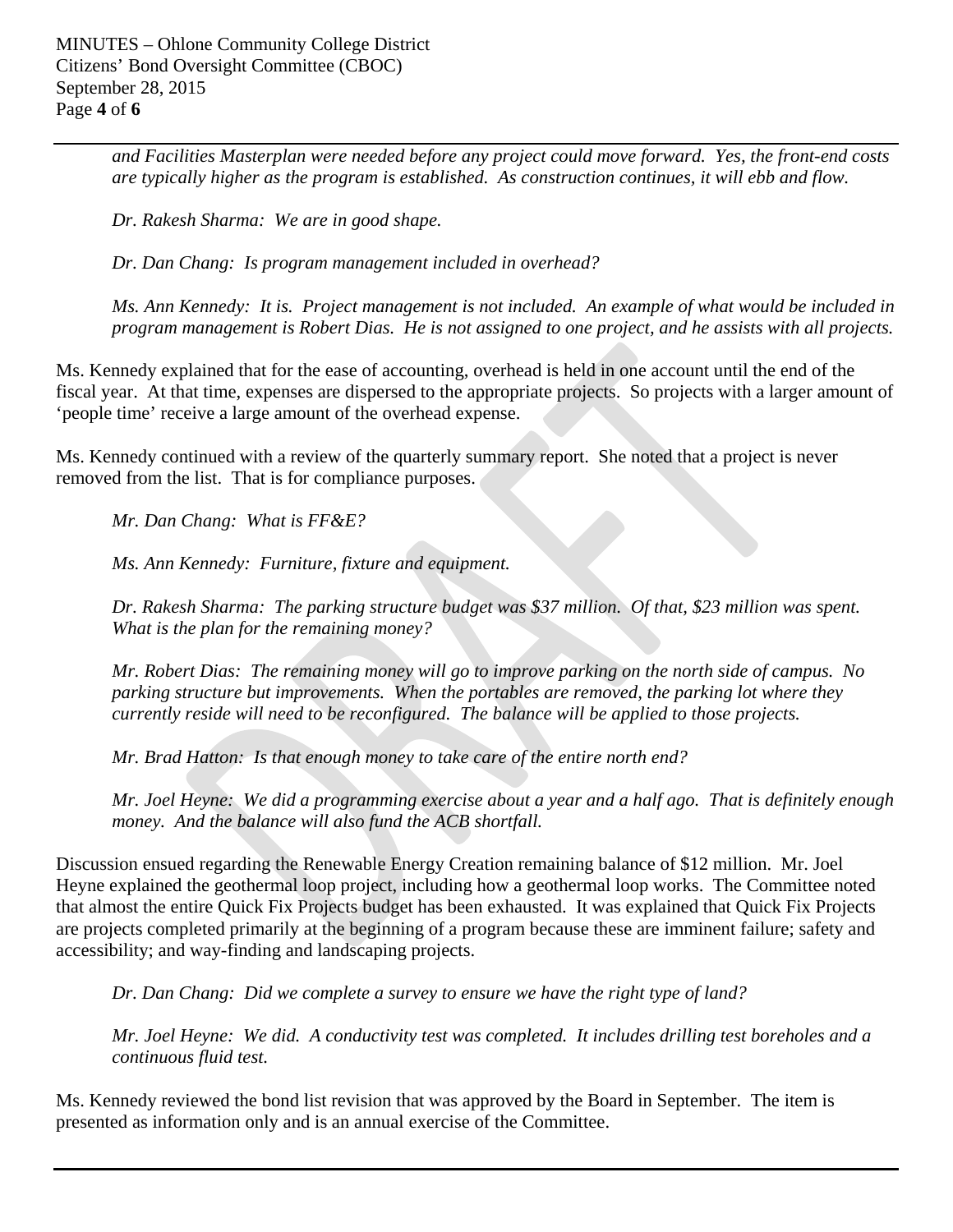*and Facilities Masterplan were needed before any project could move forward. Yes, the front-end costs are typically higher as the program is established. As construction continues, it will ebb and flow.*

*Dr. Rakesh Sharma: We are in good shape.*

*Dr. Dan Chang: Is program management included in overhead?*

*Ms. Ann Kennedy: It is. Project management is not included. An example of what would be included in program management is Robert Dias. He is not assigned to one project, and he assists with all projects.*

Ms. Kennedy explained that for the ease of accounting, overhead is held in one account until the end of the fiscal year. At that time, expenses are dispersed to the appropriate projects. So projects with a larger amount of 'people time' receive a large amount of the overhead expense.

Ms. Kennedy continued with a review of the quarterly summary report. She noted that a project is never removed from the list. That is for compliance purposes.

*Mr. Dan Chang: What is FF&E?*

*Ms. Ann Kennedy: Furniture, fixture and equipment.*

*Dr. Rakesh Sharma: The parking structure budget was $37 million. Of that, $23 million was spent. What is the plan for the remaining money?*

*Mr. Robert Dias: The remaining money will go to improve parking on the north side of campus. No parking structure but improvements. When the portables are removed, the parking lot where they currently reside will need to be reconfigured. The balance will be applied to those projects.*

*Mr. Brad Hatton: Is that enough money to take care of the entire north end?*

*Mr. Joel Heyne: We did a programming exercise about a year and a half ago. That is definitely enough money. And the balance will also fund the ACB shortfall.*

Discussion ensued regarding the Renewable Energy Creation remaining balance of $12 million. Mr. Joel Heyne explained the geothermal loop project, including how a geothermal loop works. The Committee noted that almost the entire Quick Fix Projects budget has been exhausted. It was explained that Quick Fix Projects are projects completed primarily at the beginning of a program because these are imminent failure; safety and accessibility; and way-finding and landscaping projects.

*Dr. Dan Chang: Did we complete a survey to ensure we have the right type of land?*

*Mr. Joel Heyne: We did. A conductivity test was completed. It includes drilling test boreholes and a continuous fluid test.*

Ms. Kennedy reviewed the bond list revision that was approved by the Board in September. The item is presented as information only and is an annual exercise of the Committee.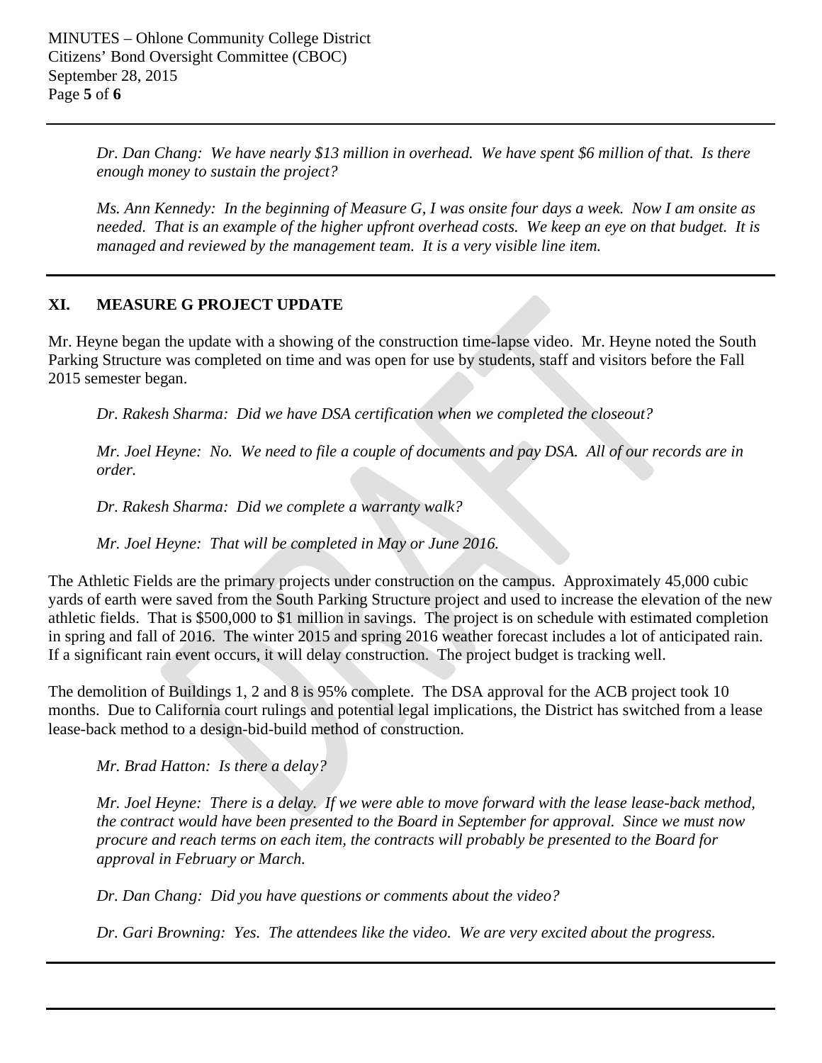*Dr. Dan Chang: We have nearly $13 million in overhead. We have spent $6 million of that. Is there enough money to sustain the project?*

*Ms. Ann Kennedy: In the beginning of Measure G, I was onsite four days a week. Now I am onsite as needed. That is an example of the higher upfront overhead costs. We keep an eye on that budget. It is managed and reviewed by the management team. It is a very visible line item.*

## XI. MEASURE G PROJECT UPDATE

Mr. Heyne began the update with a showing of the construction time-lapse video. Mr. Heyne noted the South Parking Structure was completed on time and was open for use by students, staff and visitors before the Fall 2015 semester began.

*Dr. Rakesh Sharma: Did we have DSA certification when we completed the closeout?*

*Mr. Joel Heyne: No. We need to file a couple of documents and pay DSA. All of our records are in order.*

*Dr. Rakesh Sharma: Did we complete a warranty walk?*

*Mr. Joel Heyne: That will be completed in May or June 2016.*

The Athletic Fields are the primary projects under construction on the campus. Approximately 45,000 cubic yards of earth were saved from the South Parking Structure project and used to increase the elevation of the new athletic fields. That is $500,000 to $1 million in savings. The project is on schedule with estimated completion in spring and fall of 2016. The winter 2015 and spring 2016 weather forecast includes a lot of anticipated rain. If a significant rain event occurs, it will delay construction. The project budget is tracking well.

The demolition of Buildings 1, 2 and 8 is 95% complete. The DSA approval for the ACB project took 10 months. Due to California court rulings and potential legal implications, the District has switched from a lease lease-back method to a design-bid-build method of construction.

*Mr. Brad Hatton: Is there a delay?*

*Mr. Joel Heyne: There is a delay. If we were able to move forward with the lease lease-back method, the contract would have been presented to the Board in September for approval. Since we must now procure and reach terms on each item, the contracts will probably be presented to the Board for approval in February or March.*

*Dr. Dan Chang: Did you have questions or comments about the video?*

*Dr. Gari Browning: Yes. The attendees like the video. We are very excited about the progress.*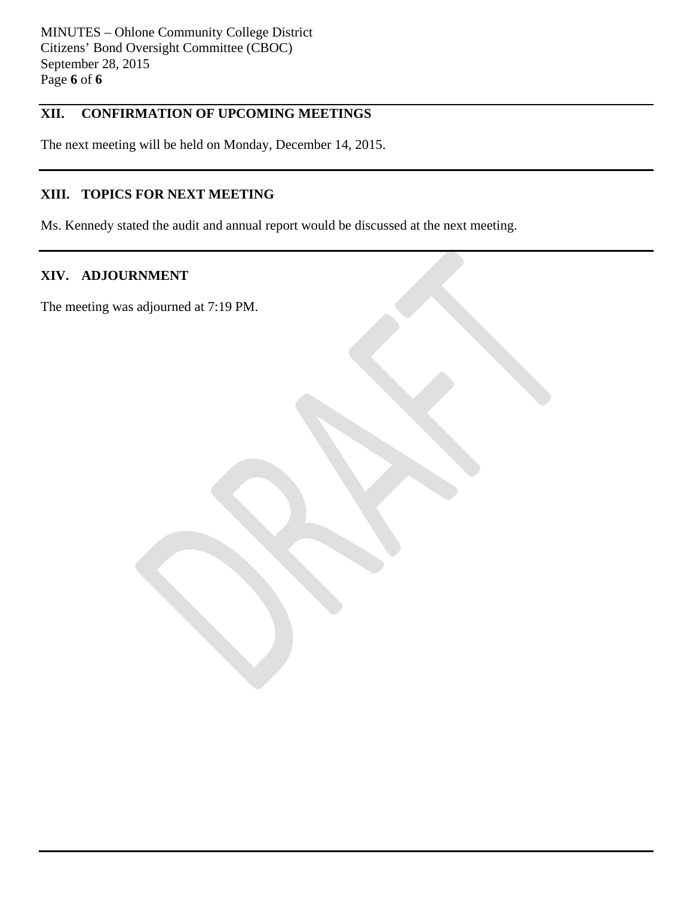## XII. CONFIRMATION OF UPCOMING MEETINGS

The next meeting will be held on Monday, December 14, 2015.

## XIII. TOPICS FOR NEXT MEETING

Ms. Kennedy stated the audit and annual report would be discussed at the next meeting.

## XIV. ADJOURNMENT

The meeting was adjourned at 7:19 PM.